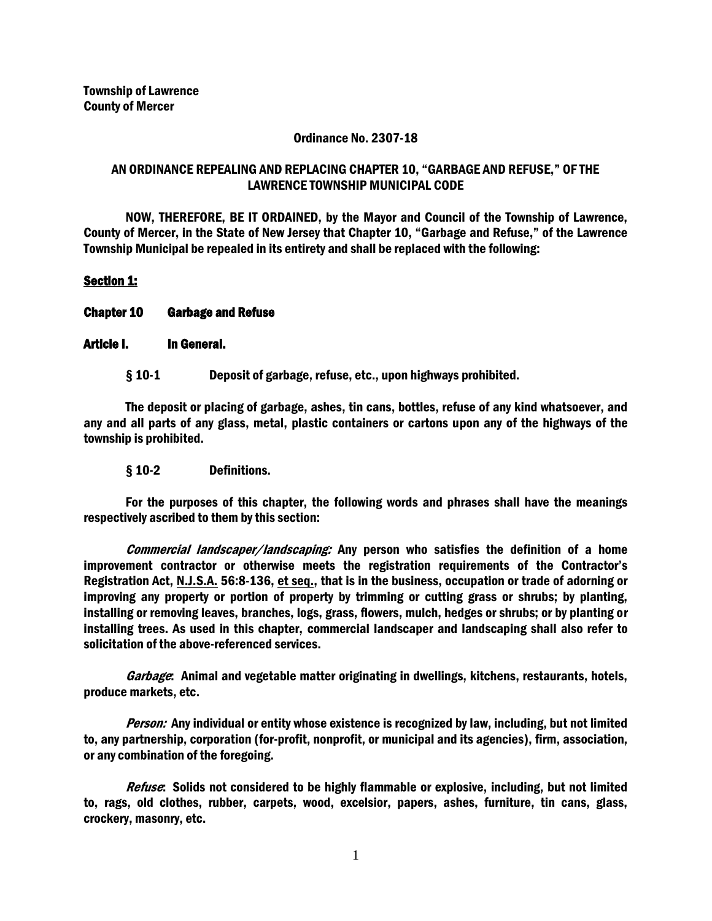**Township of Lawrence**
**County of Mercer**

**Ordinance No. 2307-18**

**AN ORDINANCE REPEALING AND REPLACING CHAPTER 10, "GARBAGE AND REFUSE," OF THE LAWRENCE TOWNSHIP MUNICIPAL CODE**

**NOW, THEREFORE, BE IT ORDAINED, by the Mayor and Council of the Township of Lawrence, County of Mercer, in the State of New Jersey that Chapter 10, "Garbage and Refuse," of the Lawrence Township Municipal be repealed in its entirety and shall be replaced with the following:**

## **Section 1:**

## **Chapter 10 Garbage and Refuse**

### **Article I. In General.**

#### **§ 10-1 Deposit of garbage, refuse, etc., upon highways prohibited.**

**The deposit or placing of garbage, ashes, tin cans, bottles, refuse of any kind whatsoever, and any and all parts of any glass, metal, plastic containers or cartons upon any of the highways of the township is prohibited.**

#### **§ 10-2 Definitions.**

**For the purposes of this chapter, the following words and phrases shall have the meanings respectively ascribed to them by this section:**

***Commercial landscaper/landscaping:*** **Any person who satisfies the definition of a home improvement contractor or otherwise meets the registration requirements of the Contractor's Registration Act, N.J.S.A. 56:8-136, et seq., that is in the business, occupation or trade of adorning or improving any property or portion of property by trimming or cutting grass or shrubs; by planting, installing or removing leaves, branches, logs, grass, flowers, mulch, hedges or shrubs; or by planting or installing trees. As used in this chapter, commercial landscaper and landscaping shall also refer to solicitation of the above-referenced services.**

***Garbage*****: Animal and vegetable matter originating in dwellings, kitchens, restaurants, hotels, produce markets, etc.**

***Person:*** **Any individual or entity whose existence is recognized by law, including, but not limited to, any partnership, corporation (for-profit, nonprofit, or municipal and its agencies), firm, association, or any combination of the foregoing.**

***Refuse*****: Solids not considered to be highly flammable or explosive, including, but not limited to, rags, old clothes, rubber, carpets, wood, excelsior, papers, ashes, furniture, tin cans, glass, crockery, masonry, etc.**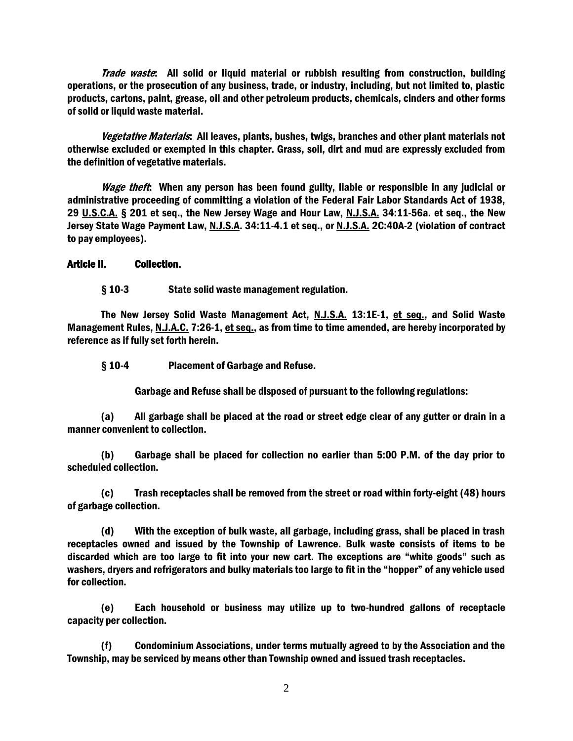*Trade waste*: All solid or liquid material or rubbish resulting from construction, building operations, or the prosecution of any business, trade, or industry, including, but not limited to, plastic products, cartons, paint, grease, oil and other petroleum products, chemicals, cinders and other forms of solid or liquid waste material.

*Vegetative Materials*: All leaves, plants, bushes, twigs, branches and other plant materials not otherwise excluded or exempted in this chapter. Grass, soil, dirt and mud are expressly excluded from the definition of vegetative materials.

*Wage theft*: When any person has been found guilty, liable or responsible in any judicial or administrative proceeding of committing a violation of the Federal Fair Labor Standards Act of 1938, 29 U.S.C.A. § 201 et seq., the New Jersey Wage and Hour Law, N.J.S.A. 34:11-56a. et seq., the New Jersey State Wage Payment Law, N.J.S.A. 34:11-4.1 et seq., or N.J.S.A. 2C:40A-2 (violation of contract to pay employees).

## Article II. Collection.

### § 10-3 State solid waste management regulation.

The New Jersey Solid Waste Management Act, N.J.S.A. 13:1E-1, et seq., and Solid Waste Management Rules, N.J.A.C. 7:26-1, et seq., as from time to time amended, are hereby incorporated by reference as if fully set forth herein.

### § 10-4 Placement of Garbage and Refuse.

Garbage and Refuse shall be disposed of pursuant to the following regulations:

(a) All garbage shall be placed at the road or street edge clear of any gutter or drain in a manner convenient to collection.

(b) Garbage shall be placed for collection no earlier than 5:00 P.M. of the day prior to scheduled collection.

(c) Trash receptacles shall be removed from the street or road within forty-eight (48) hours of garbage collection.

(d) With the exception of bulk waste, all garbage, including grass, shall be placed in trash receptacles owned and issued by the Township of Lawrence. Bulk waste consists of items to be discarded which are too large to fit into your new cart. The exceptions are "white goods" such as washers, dryers and refrigerators and bulky materials too large to fit in the "hopper" of any vehicle used for collection.

(e) Each household or business may utilize up to two-hundred gallons of receptacle capacity per collection.

(f) Condominium Associations, under terms mutually agreed to by the Association and the Township, may be serviced by means other than Township owned and issued trash receptacles.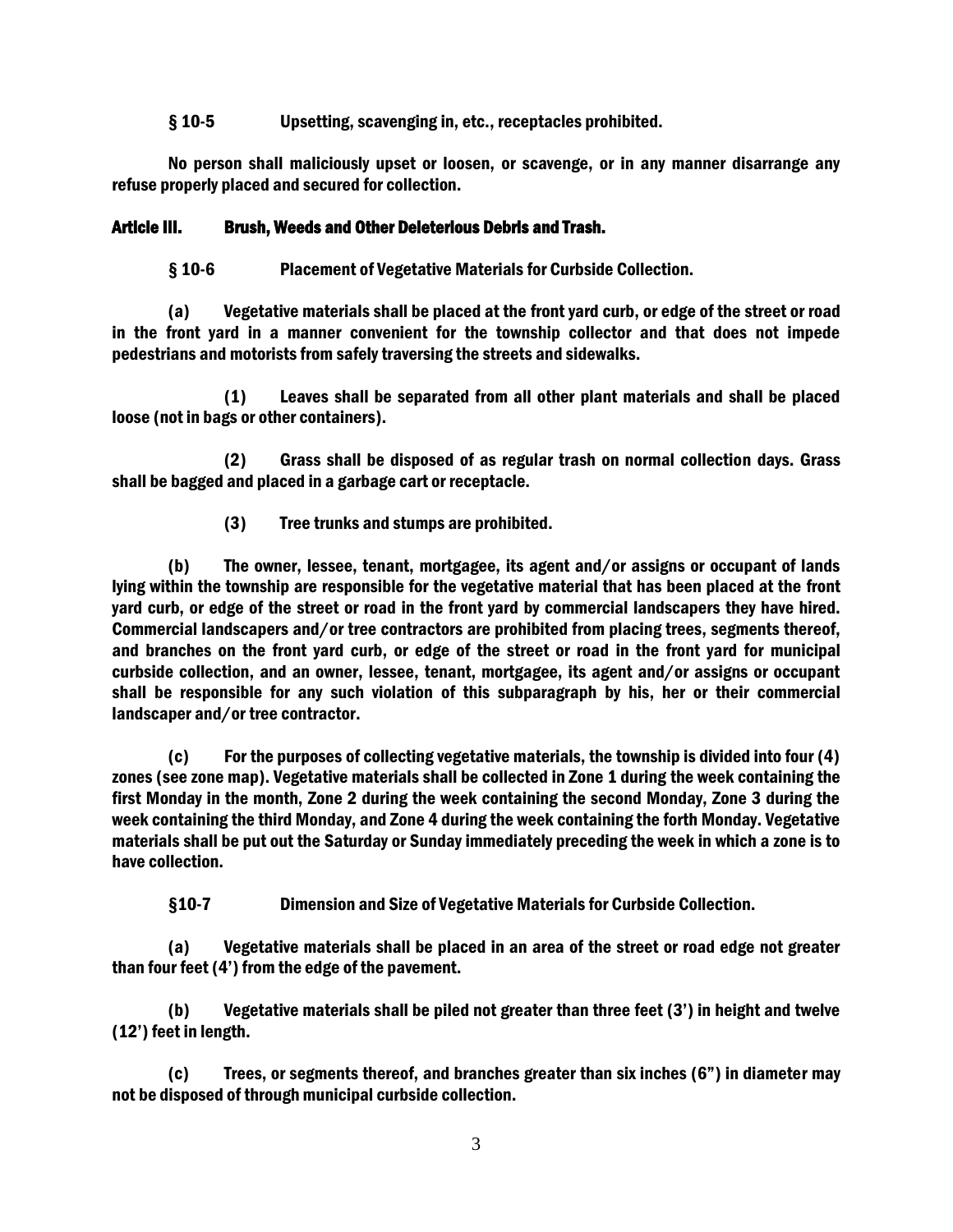### § 10-5 Upsetting, scavenging in, etc., receptacles prohibited.

No person shall maliciously upset or loosen, or scavenge, or in any manner disarrange any refuse properly placed and secured for collection.

## Article III. Brush, Weeds and Other Deleterious Debris and Trash.

### § 10-6 Placement of Vegetative Materials for Curbside Collection.

(a) Vegetative materials shall be placed at the front yard curb, or edge of the street or road in the front yard in a manner convenient for the township collector and that does not impede pedestrians and motorists from safely traversing the streets and sidewalks.

(1) Leaves shall be separated from all other plant materials and shall be placed loose (not in bags or other containers).

(2) Grass shall be disposed of as regular trash on normal collection days. Grass shall be bagged and placed in a garbage cart or receptacle.

(3) Tree trunks and stumps are prohibited.

(b) The owner, lessee, tenant, mortgagee, its agent and/or assigns or occupant of lands lying within the township are responsible for the vegetative material that has been placed at the front yard curb, or edge of the street or road in the front yard by commercial landscapers they have hired. Commercial landscapers and/or tree contractors are prohibited from placing trees, segments thereof, and branches on the front yard curb, or edge of the street or road in the front yard for municipal curbside collection, and an owner, lessee, tenant, mortgagee, its agent and/or assigns or occupant shall be responsible for any such violation of this subparagraph by his, her or their commercial landscaper and/or tree contractor.

(c) For the purposes of collecting vegetative materials, the township is divided into four (4) zones (see zone map). Vegetative materials shall be collected in Zone 1 during the week containing the first Monday in the month, Zone 2 during the week containing the second Monday, Zone 3 during the week containing the third Monday, and Zone 4 during the week containing the forth Monday. Vegetative materials shall be put out the Saturday or Sunday immediately preceding the week in which a zone is to have collection.

### §10-7 Dimension and Size of Vegetative Materials for Curbside Collection.

(a) Vegetative materials shall be placed in an area of the street or road edge not greater than four feet (4') from the edge of the pavement.

(b) Vegetative materials shall be piled not greater than three feet (3') in height and twelve (12') feet in length.

(c) Trees, or segments thereof, and branches greater than six inches (6") in diameter may not be disposed of through municipal curbside collection.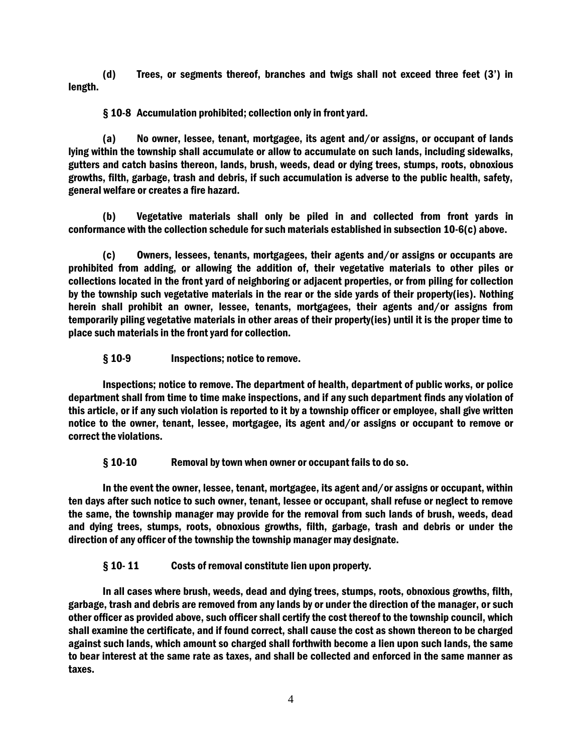(d) Trees, or segments thereof, branches and twigs shall not exceed three feet (3') in length.

### § 10-8 Accumulation prohibited; collection only in front yard.

(a) No owner, lessee, tenant, mortgagee, its agent and/or assigns, or occupant of lands lying within the township shall accumulate or allow to accumulate on such lands, including sidewalks, gutters and catch basins thereon, lands, brush, weeds, dead or dying trees, stumps, roots, obnoxious growths, filth, garbage, trash and debris, if such accumulation is adverse to the public health, safety, general welfare or creates a fire hazard.

(b) Vegetative materials shall only be piled in and collected from front yards in conformance with the collection schedule for such materials established in subsection 10-6(c) above.

(c) Owners, lessees, tenants, mortgagees, their agents and/or assigns or occupants are prohibited from adding, or allowing the addition of, their vegetative materials to other piles or collections located in the front yard of neighboring or adjacent properties, or from piling for collection by the township such vegetative materials in the rear or the side yards of their property(ies). Nothing herein shall prohibit an owner, lessee, tenants, mortgagees, their agents and/or assigns from temporarily piling vegetative materials in other areas of their property(ies) until it is the proper time to place such materials in the front yard for collection.

### § 10-9 Inspections; notice to remove.

Inspections; notice to remove. The department of health, department of public works, or police department shall from time to time make inspections, and if any such department finds any violation of this article, or if any such violation is reported to it by a township officer or employee, shall give written notice to the owner, tenant, lessee, mortgagee, its agent and/or assigns or occupant to remove or correct the violations.

### § 10-10 Removal by town when owner or occupant fails to do so.

In the event the owner, lessee, tenant, mortgagee, its agent and/or assigns or occupant, within ten days after such notice to such owner, tenant, lessee or occupant, shall refuse or neglect to remove the same, the township manager may provide for the removal from such lands of brush, weeds, dead and dying trees, stumps, roots, obnoxious growths, filth, garbage, trash and debris or under the direction of any officer of the township the township manager may designate.

### § 10- 11 Costs of removal constitute lien upon property.

In all cases where brush, weeds, dead and dying trees, stumps, roots, obnoxious growths, filth, garbage, trash and debris are removed from any lands by or under the direction of the manager, or such other officer as provided above, such officer shall certify the cost thereof to the township council, which shall examine the certificate, and if found correct, shall cause the cost as shown thereon to be charged against such lands, which amount so charged shall forthwith become a lien upon such lands, the same to bear interest at the same rate as taxes, and shall be collected and enforced in the same manner as taxes.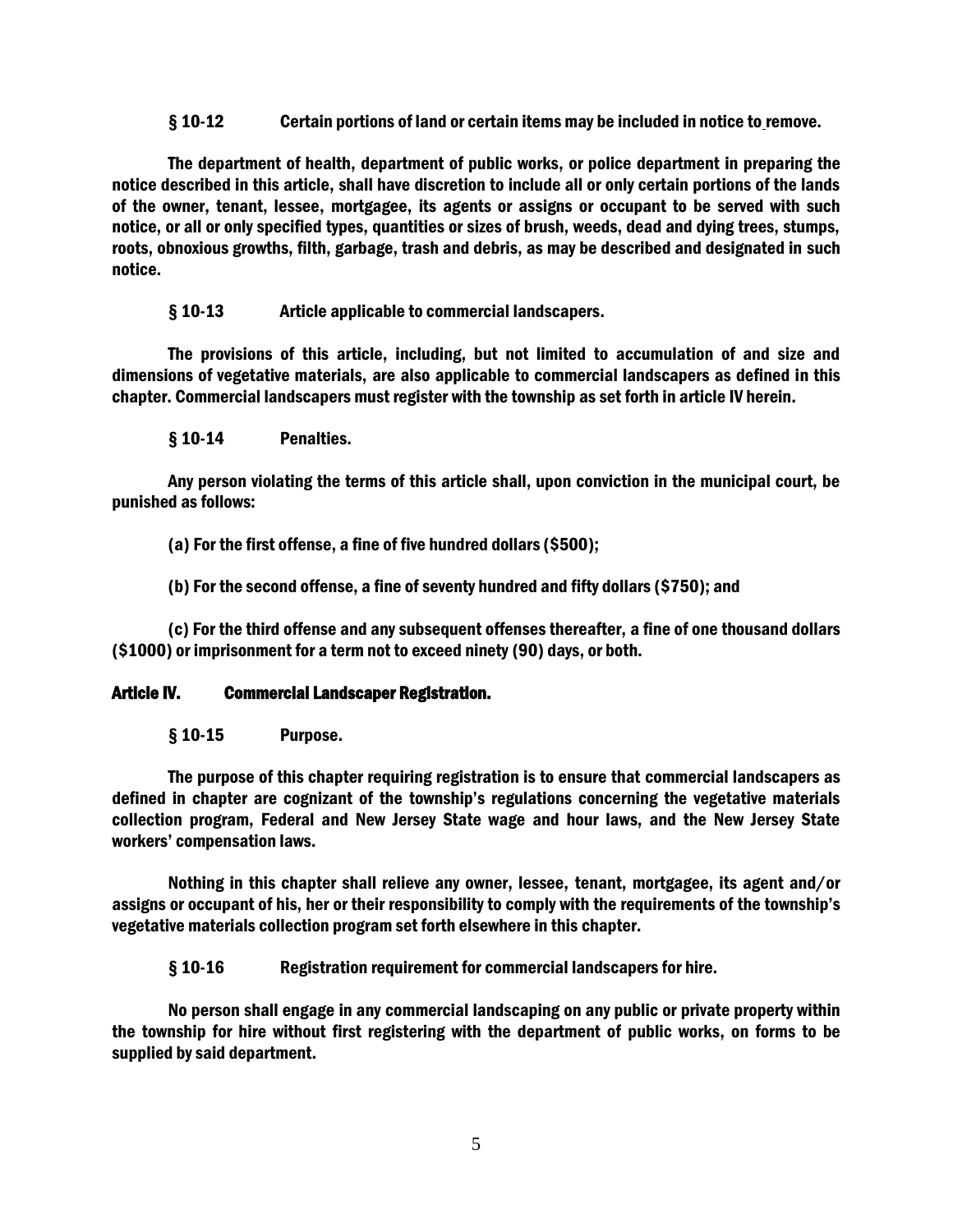### § 10-12 Certain portions of land or certain items may be included in notice to remove.

The department of health, department of public works, or police department in preparing the notice described in this article, shall have discretion to include all or only certain portions of the lands of the owner, tenant, lessee, mortgagee, its agents or assigns or occupant to be served with such notice, or all or only specified types, quantities or sizes of brush, weeds, dead and dying trees, stumps, roots, obnoxious growths, filth, garbage, trash and debris, as may be described and designated in such notice.

### § 10-13 Article applicable to commercial landscapers.

The provisions of this article, including, but not limited to accumulation of and size and dimensions of vegetative materials, are also applicable to commercial landscapers as defined in this chapter. Commercial landscapers must register with the township as set forth in article IV herein.

### § 10-14 Penalties.

Any person violating the terms of this article shall, upon conviction in the municipal court, be punished as follows:

(a) For the first offense, a fine of five hundred dollars ($500);

(b) For the second offense, a fine of seventy hundred and fifty dollars ($750); and

(c) For the third offense and any subsequent offenses thereafter, a fine of one thousand dollars ($1000) or imprisonment for a term not to exceed ninety (90) days, or both.

## Article IV. Commercial Landscaper Registration.

### § 10-15 Purpose.

The purpose of this chapter requiring registration is to ensure that commercial landscapers as defined in chapter are cognizant of the township's regulations concerning the vegetative materials collection program, Federal and New Jersey State wage and hour laws, and the New Jersey State workers' compensation laws.

Nothing in this chapter shall relieve any owner, lessee, tenant, mortgagee, its agent and/or assigns or occupant of his, her or their responsibility to comply with the requirements of the township's vegetative materials collection program set forth elsewhere in this chapter.

### § 10-16 Registration requirement for commercial landscapers for hire.

No person shall engage in any commercial landscaping on any public or private property within the township for hire without first registering with the department of public works, on forms to be supplied by said department.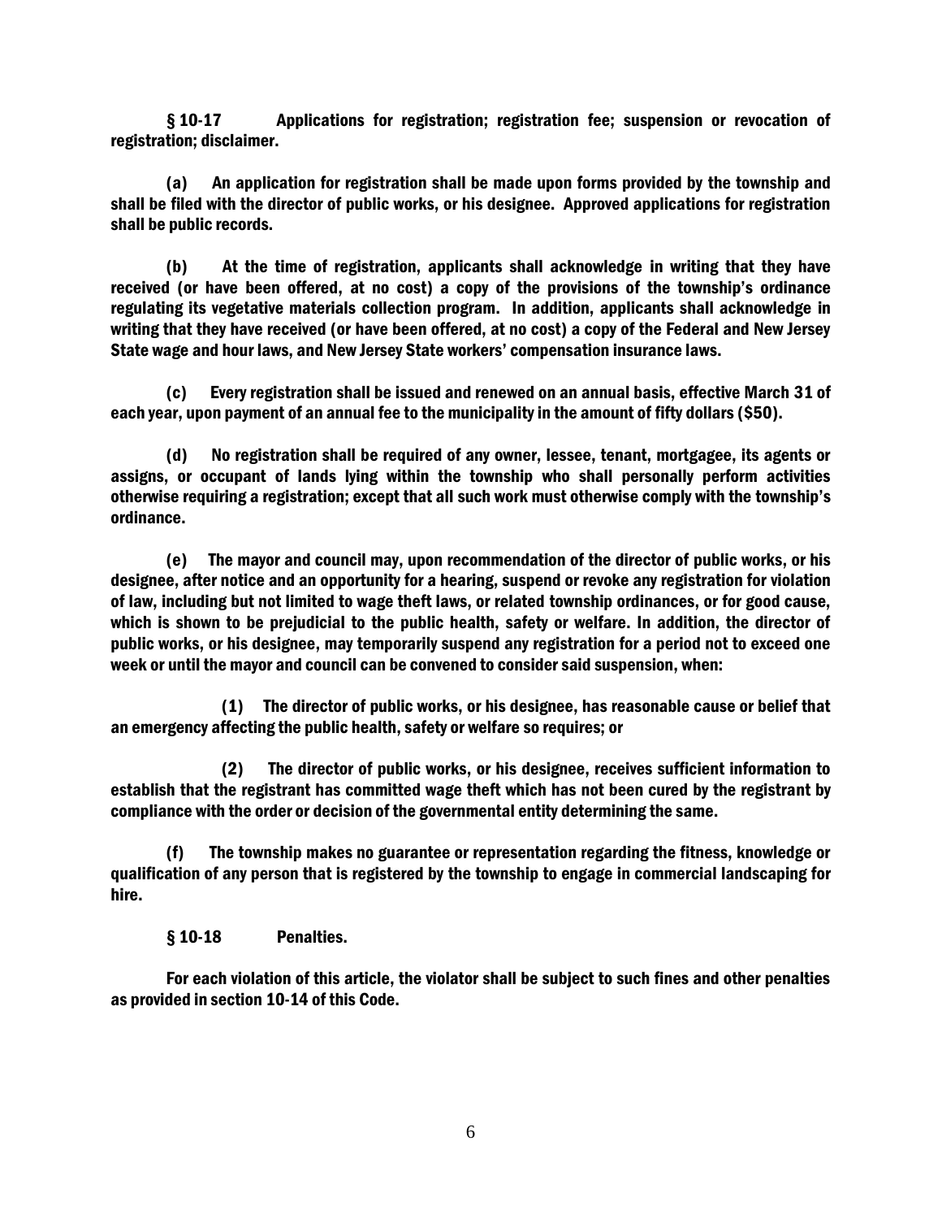**§ 10-17 Applications for registration; registration fee; suspension or revocation of registration; disclaimer.**

**(a) An application for registration shall be made upon forms provided by the township and shall be filed with the director of public works, or his designee. Approved applications for registration shall be public records.**

**(b) At the time of registration, applicants shall acknowledge in writing that they have received (or have been offered, at no cost) a copy of the provisions of the township's ordinance regulating its vegetative materials collection program. In addition, applicants shall acknowledge in writing that they have received (or have been offered, at no cost) a copy of the Federal and New Jersey State wage and hour laws, and New Jersey State workers' compensation insurance laws.**

**(c) Every registration shall be issued and renewed on an annual basis, effective March 31 of each year, upon payment of an annual fee to the municipality in the amount of fifty dollars ($50).**

**(d) No registration shall be required of any owner, lessee, tenant, mortgagee, its agents or assigns, or occupant of lands lying within the township who shall personally perform activities otherwise requiring a registration; except that all such work must otherwise comply with the township's ordinance.**

**(e) The mayor and council may, upon recommendation of the director of public works, or his designee, after notice and an opportunity for a hearing, suspend or revoke any registration for violation of law, including but not limited to wage theft laws, or related township ordinances, or for good cause, which is shown to be prejudicial to the public health, safety or welfare. In addition, the director of public works, or his designee, may temporarily suspend any registration for a period not to exceed one week or until the mayor and council can be convened to consider said suspension, when:**

**(1) The director of public works, or his designee, has reasonable cause or belief that an emergency affecting the public health, safety or welfare so requires; or**

**(2) The director of public works, or his designee, receives sufficient information to establish that the registrant has committed wage theft which has not been cured by the registrant by compliance with the order or decision of the governmental entity determining the same.**

**(f) The township makes no guarantee or representation regarding the fitness, knowledge or qualification of any person that is registered by the township to engage in commercial landscaping for hire.**

**§ 10-18 Penalties.**

**For each violation of this article, the violator shall be subject to such fines and other penalties as provided in section 10-14 of this Code.**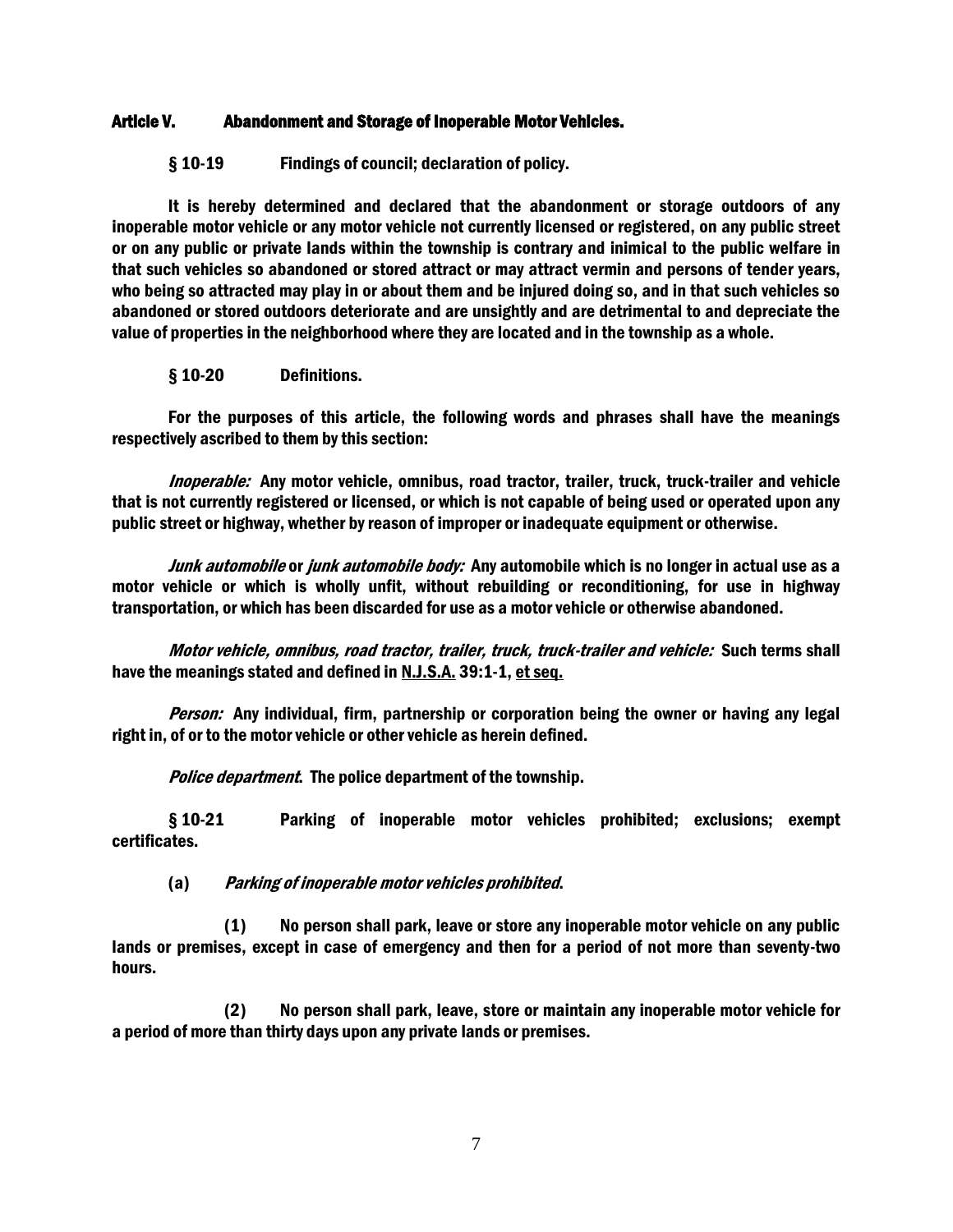## Article V. Abandonment and Storage of Inoperable Motor Vehicles.

### § 10-19 Findings of council; declaration of policy.

It is hereby determined and declared that the abandonment or storage outdoors of any inoperable motor vehicle or any motor vehicle not currently licensed or registered, on any public street or on any public or private lands within the township is contrary and inimical to the public welfare in that such vehicles so abandoned or stored attract or may attract vermin and persons of tender years, who being so attracted may play in or about them and be injured doing so, and in that such vehicles so abandoned or stored outdoors deteriorate and are unsightly and are detrimental to and depreciate the value of properties in the neighborhood where they are located and in the township as a whole.

### § 10-20 Definitions.

For the purposes of this article, the following words and phrases shall have the meanings respectively ascribed to them by this section:

*Inoperable:* Any motor vehicle, omnibus, road tractor, trailer, truck, truck-trailer and vehicle that is not currently registered or licensed, or which is not capable of being used or operated upon any public street or highway, whether by reason of improper or inadequate equipment or otherwise.

*Junk automobile* or *junk automobile body:* Any automobile which is no longer in actual use as a motor vehicle or which is wholly unfit, without rebuilding or reconditioning, for use in highway transportation, or which has been discarded for use as a motor vehicle or otherwise abandoned.

*Motor vehicle, omnibus, road tractor, trailer, truck, truck-trailer and vehicle:* Such terms shall have the meanings stated and defined in N.J.S.A. 39:1-1, et seq.

*Person:* Any individual, firm, partnership or corporation being the owner or having any legal right in, of or to the motor vehicle or other vehicle as herein defined.

*Police department.* The police department of the township.

### § 10-21 Parking of inoperable motor vehicles prohibited; exclusions; exempt certificates.

(a) *Parking of inoperable motor vehicles prohibited.*

(1) No person shall park, leave or store any inoperable motor vehicle on any public lands or premises, except in case of emergency and then for a period of not more than seventy-two hours.

(2) No person shall park, leave, store or maintain any inoperable motor vehicle for a period of more than thirty days upon any private lands or premises.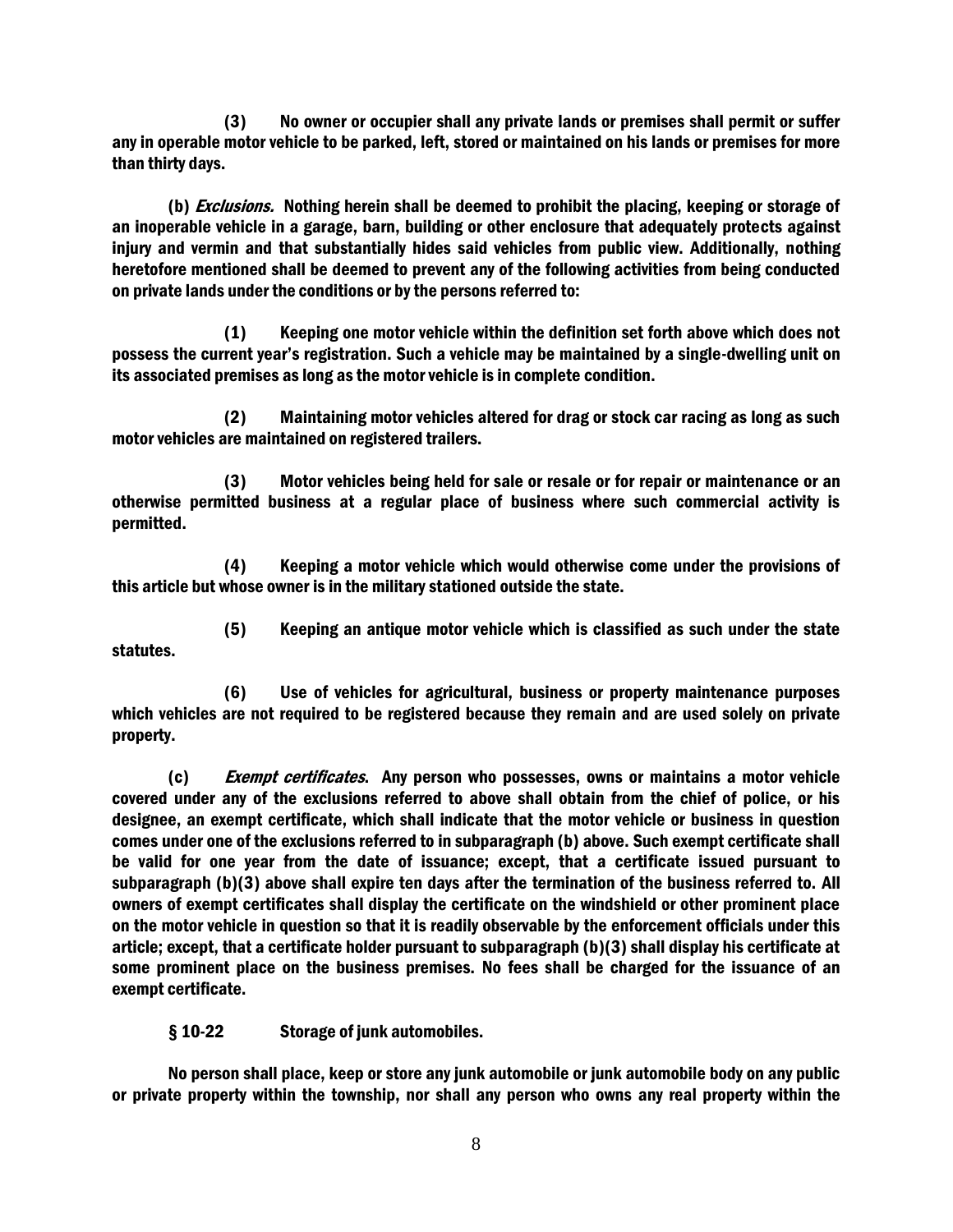(3) No owner or occupier shall any private lands or premises shall permit or suffer any in operable motor vehicle to be parked, left, stored or maintained on his lands or premises for more than thirty days.

(b) *Exclusions.* Nothing herein shall be deemed to prohibit the placing, keeping or storage of an inoperable vehicle in a garage, barn, building or other enclosure that adequately protects against injury and vermin and that substantially hides said vehicles from public view. Additionally, nothing heretofore mentioned shall be deemed to prevent any of the following activities from being conducted on private lands under the conditions or by the persons referred to:

(1) Keeping one motor vehicle within the definition set forth above which does not possess the current year's registration. Such a vehicle may be maintained by a single-dwelling unit on its associated premises as long as the motor vehicle is in complete condition.

(2) Maintaining motor vehicles altered for drag or stock car racing as long as such motor vehicles are maintained on registered trailers.

(3) Motor vehicles being held for sale or resale or for repair or maintenance or an otherwise permitted business at a regular place of business where such commercial activity is permitted.

(4) Keeping a motor vehicle which would otherwise come under the provisions of this article but whose owner is in the military stationed outside the state.

(5) Keeping an antique motor vehicle which is classified as such under the state statutes.

(6) Use of vehicles for agricultural, business or property maintenance purposes which vehicles are not required to be registered because they remain and are used solely on private property.

(c) *Exempt certificates*. Any person who possesses, owns or maintains a motor vehicle covered under any of the exclusions referred to above shall obtain from the chief of police, or his designee, an exempt certificate, which shall indicate that the motor vehicle or business in question comes under one of the exclusions referred to in subparagraph (b) above. Such exempt certificate shall be valid for one year from the date of issuance; except, that a certificate issued pursuant to subparagraph (b)(3) above shall expire ten days after the termination of the business referred to. All owners of exempt certificates shall display the certificate on the windshield or other prominent place on the motor vehicle in question so that it is readily observable by the enforcement officials under this article; except, that a certificate holder pursuant to subparagraph (b)(3) shall display his certificate at some prominent place on the business premises. No fees shall be charged for the issuance of an exempt certificate.

### § 10-22 Storage of junk automobiles.

No person shall place, keep or store any junk automobile or junk automobile body on any public or private property within the township, nor shall any person who owns any real property within the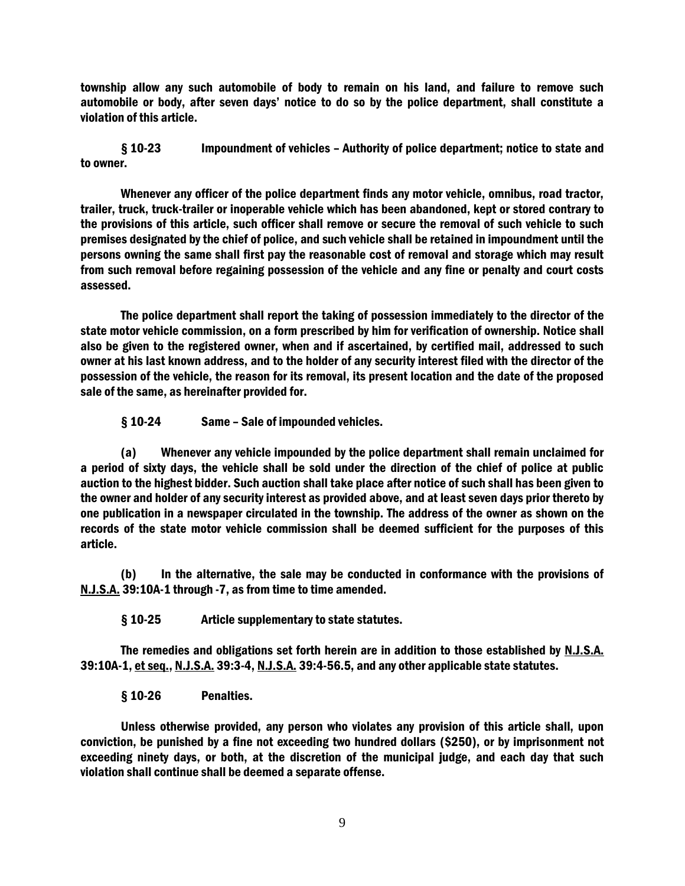township allow any such automobile of body to remain on his land, and failure to remove such automobile or body, after seven days' notice to do so by the police department, shall constitute a violation of this article.

**§ 10-23 Impoundment of vehicles – Authority of police department; notice to state and to owner.**

Whenever any officer of the police department finds any motor vehicle, omnibus, road tractor, trailer, truck, truck-trailer or inoperable vehicle which has been abandoned, kept or stored contrary to the provisions of this article, such officer shall remove or secure the removal of such vehicle to such premises designated by the chief of police, and such vehicle shall be retained in impoundment until the persons owning the same shall first pay the reasonable cost of removal and storage which may result from such removal before regaining possession of the vehicle and any fine or penalty and court costs assessed.

The police department shall report the taking of possession immediately to the director of the state motor vehicle commission, on a form prescribed by him for verification of ownership. Notice shall also be given to the registered owner, when and if ascertained, by certified mail, addressed to such owner at his last known address, and to the holder of any security interest filed with the director of the possession of the vehicle, the reason for its removal, its present location and the date of the proposed sale of the same, as hereinafter provided for.

**§ 10-24 Same – Sale of impounded vehicles.**

(a) Whenever any vehicle impounded by the police department shall remain unclaimed for a period of sixty days, the vehicle shall be sold under the direction of the chief of police at public auction to the highest bidder. Such auction shall take place after notice of such shall has been given to the owner and holder of any security interest as provided above, and at least seven days prior thereto by one publication in a newspaper circulated in the township. The address of the owner as shown on the records of the state motor vehicle commission shall be deemed sufficient for the purposes of this article.

(b) In the alternative, the sale may be conducted in conformance with the provisions of N.J.S.A. 39:10A-1 through -7, as from time to time amended.

**§ 10-25 Article supplementary to state statutes.**

The remedies and obligations set forth herein are in addition to those established by N.J.S.A. 39:10A-1, et seq., N.J.S.A. 39:3-4, N.J.S.A. 39:4-56.5, and any other applicable state statutes.

**§ 10-26 Penalties.**

Unless otherwise provided, any person who violates any provision of this article shall, upon conviction, be punished by a fine not exceeding two hundred dollars ($250), or by imprisonment not exceeding ninety days, or both, at the discretion of the municipal judge, and each day that such violation shall continue shall be deemed a separate offense.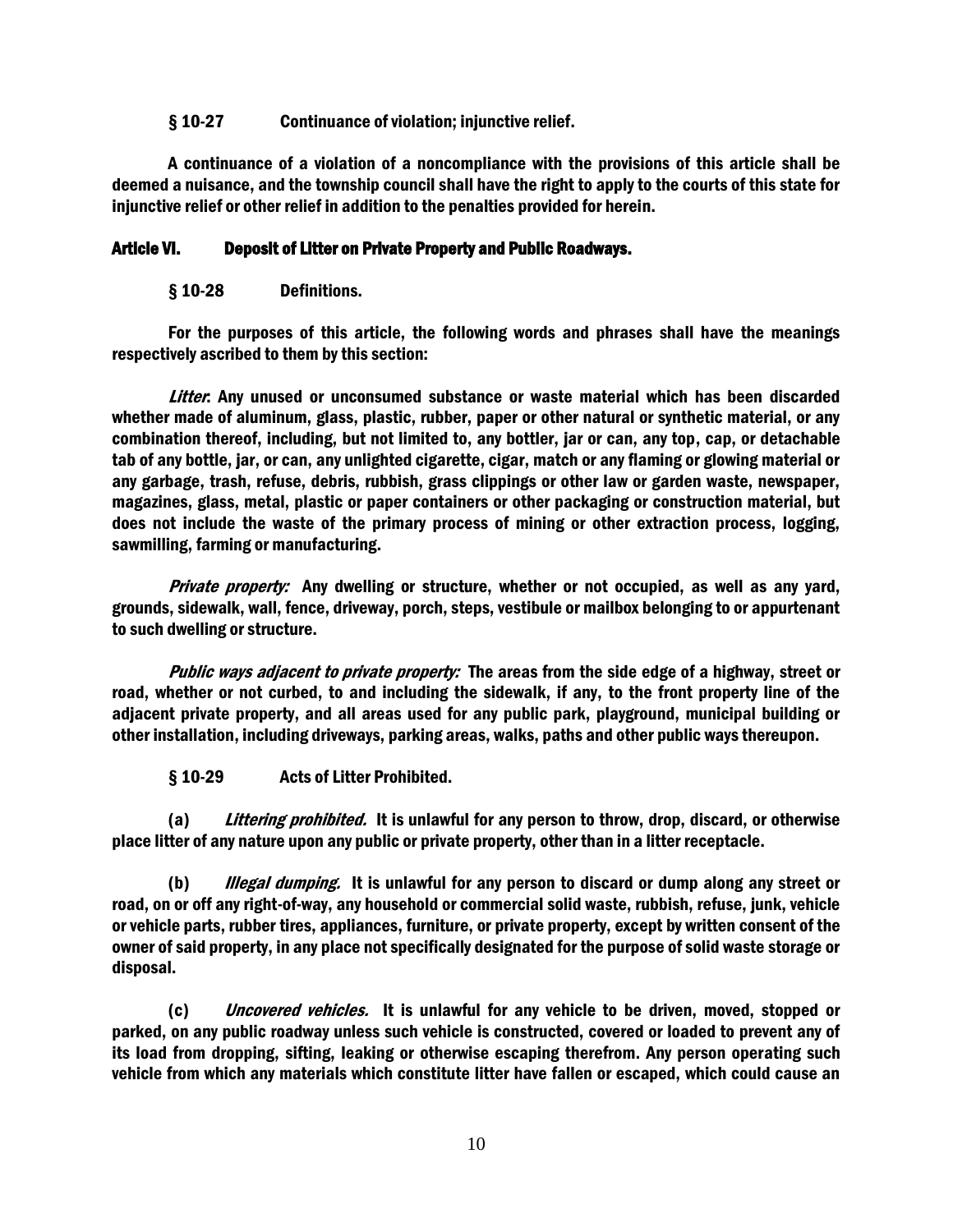### § 10-27 Continuance of violation; injunctive relief.

A continuance of a violation of a noncompliance with the provisions of this article shall be deemed a nuisance, and the township council shall have the right to apply to the courts of this state for injunctive relief or other relief in addition to the penalties provided for herein.

## Article VI. Deposit of Litter on Private Property and Public Roadways.

### § 10-28 Definitions.

For the purposes of this article, the following words and phrases shall have the meanings respectively ascribed to them by this section:

*Litter*: Any unused or unconsumed substance or waste material which has been discarded whether made of aluminum, glass, plastic, rubber, paper or other natural or synthetic material, or any combination thereof, including, but not limited to, any bottler, jar or can, any top, cap, or detachable tab of any bottle, jar, or can, any unlighted cigarette, cigar, match or any flaming or glowing material or any garbage, trash, refuse, debris, rubbish, grass clippings or other law or garden waste, newspaper, magazines, glass, metal, plastic or paper containers or other packaging or construction material, but does not include the waste of the primary process of mining or other extraction process, logging, sawmilling, farming or manufacturing.

*Private property:* Any dwelling or structure, whether or not occupied, as well as any yard, grounds, sidewalk, wall, fence, driveway, porch, steps, vestibule or mailbox belonging to or appurtenant to such dwelling or structure.

*Public ways adjacent to private property:* The areas from the side edge of a highway, street or road, whether or not curbed, to and including the sidewalk, if any, to the front property line of the adjacent private property, and all areas used for any public park, playground, municipal building or other installation, including driveways, parking areas, walks, paths and other public ways thereupon.

### § 10-29 Acts of Litter Prohibited.

(a) *Littering prohibited.* It is unlawful for any person to throw, drop, discard, or otherwise place litter of any nature upon any public or private property, other than in a litter receptacle.

(b) *Illegal dumping.* It is unlawful for any person to discard or dump along any street or road, on or off any right-of-way, any household or commercial solid waste, rubbish, refuse, junk, vehicle or vehicle parts, rubber tires, appliances, furniture, or private property, except by written consent of the owner of said property, in any place not specifically designated for the purpose of solid waste storage or disposal.

(c) *Uncovered vehicles.* It is unlawful for any vehicle to be driven, moved, stopped or parked, on any public roadway unless such vehicle is constructed, covered or loaded to prevent any of its load from dropping, sifting, leaking or otherwise escaping therefrom. Any person operating such vehicle from which any materials which constitute litter have fallen or escaped, which could cause an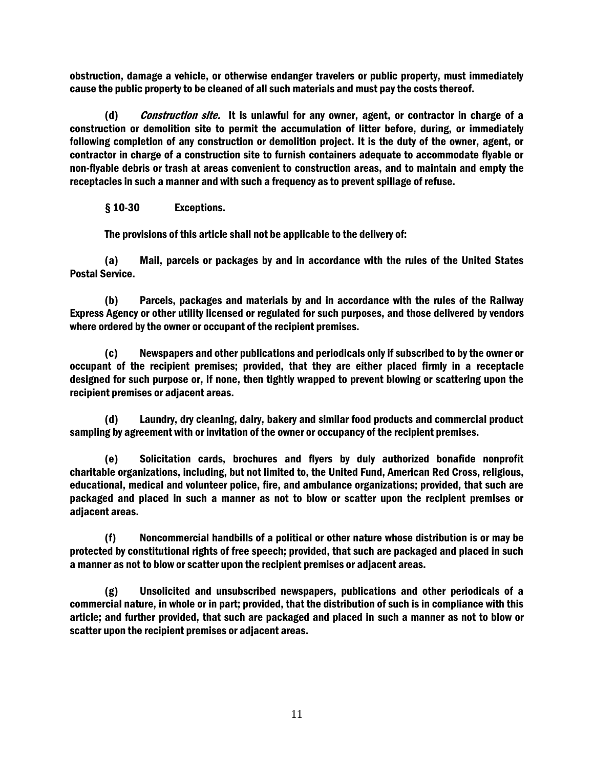**obstruction, damage a vehicle, or otherwise endanger travelers or public property, must immediately cause the public property to be cleaned of all such materials and must pay the costs thereof.**

**(d) *Construction site.* It is unlawful for any owner, agent, or contractor in charge of a construction or demolition site to permit the accumulation of litter before, during, or immediately following completion of any construction or demolition project. It is the duty of the owner, agent, or contractor in charge of a construction site to furnish containers adequate to accommodate flyable or non-flyable debris or trash at areas convenient to construction areas, and to maintain and empty the receptacles in such a manner and with such a frequency as to prevent spillage of refuse.**

## § 10-30 Exceptions.

**The provisions of this article shall not be applicable to the delivery of:**

**(a) Mail, parcels or packages by and in accordance with the rules of the United States Postal Service.**

**(b) Parcels, packages and materials by and in accordance with the rules of the Railway Express Agency or other utility licensed or regulated for such purposes, and those delivered by vendors where ordered by the owner or occupant of the recipient premises.**

**(c) Newspapers and other publications and periodicals only if subscribed to by the owner or occupant of the recipient premises; provided, that they are either placed firmly in a receptacle designed for such purpose or, if none, then tightly wrapped to prevent blowing or scattering upon the recipient premises or adjacent areas.**

**(d) Laundry, dry cleaning, dairy, bakery and similar food products and commercial product sampling by agreement with or invitation of the owner or occupancy of the recipient premises.**

**(e) Solicitation cards, brochures and flyers by duly authorized bonafide nonprofit charitable organizations, including, but not limited to, the United Fund, American Red Cross, religious, educational, medical and volunteer police, fire, and ambulance organizations; provided, that such are packaged and placed in such a manner as not to blow or scatter upon the recipient premises or adjacent areas.**

**(f) Noncommercial handbills of a political or other nature whose distribution is or may be protected by constitutional rights of free speech; provided, that such are packaged and placed in such a manner as not to blow or scatter upon the recipient premises or adjacent areas.**

**(g) Unsolicited and unsubscribed newspapers, publications and other periodicals of a commercial nature, in whole or in part; provided, that the distribution of such is in compliance with this article; and further provided, that such are packaged and placed in such a manner as not to blow or scatter upon the recipient premises or adjacent areas.**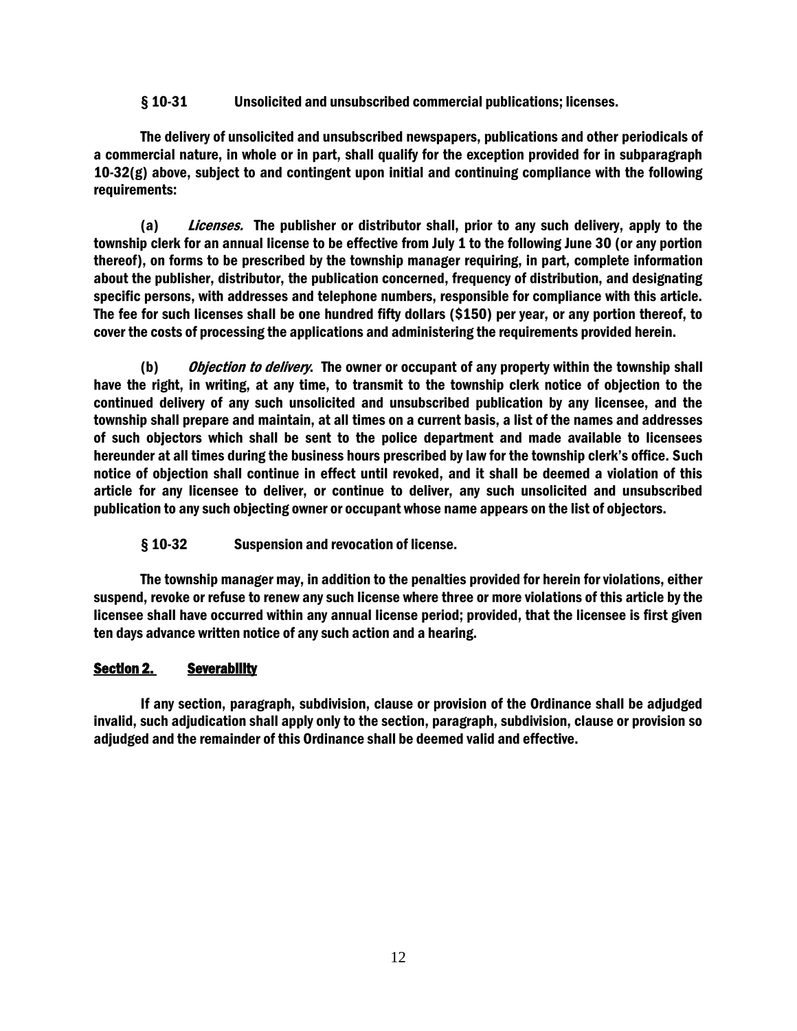### § 10-31 Unsolicited and unsubscribed commercial publications; licenses.

The delivery of unsolicited and unsubscribed newspapers, publications and other periodicals of a commercial nature, in whole or in part, shall qualify for the exception provided for in subparagraph 10-32(g) above, subject to and contingent upon initial and continuing compliance with the following requirements:

(a) *Licenses.* The publisher or distributor shall, prior to any such delivery, apply to the township clerk for an annual license to be effective from July 1 to the following June 30 (or any portion thereof), on forms to be prescribed by the township manager requiring, in part, complete information about the publisher, distributor, the publication concerned, frequency of distribution, and designating specific persons, with addresses and telephone numbers, responsible for compliance with this article. The fee for such licenses shall be one hundred fifty dollars ($150) per year, or any portion thereof, to cover the costs of processing the applications and administering the requirements provided herein.

(b) *Objection to delivery.* The owner or occupant of any property within the township shall have the right, in writing, at any time, to transmit to the township clerk notice of objection to the continued delivery of any such unsolicited and unsubscribed publication by any licensee, and the township shall prepare and maintain, at all times on a current basis, a list of the names and addresses of such objectors which shall be sent to the police department and made available to licensees hereunder at all times during the business hours prescribed by law for the township clerk's office. Such notice of objection shall continue in effect until revoked, and it shall be deemed a violation of this article for any licensee to deliver, or continue to deliver, any such unsolicited and unsubscribed publication to any such objecting owner or occupant whose name appears on the list of objectors.

### § 10-32 Suspension and revocation of license.

The township manager may, in addition to the penalties provided for herein for violations, either suspend, revoke or refuse to renew any such license where three or more violations of this article by the licensee shall have occurred within any annual license period; provided, that the licensee is first given ten days advance written notice of any such action and a hearing.

## Section 2. Severability

If any section, paragraph, subdivision, clause or provision of the Ordinance shall be adjudged invalid, such adjudication shall apply only to the section, paragraph, subdivision, clause or provision so adjudged and the remainder of this Ordinance shall be deemed valid and effective.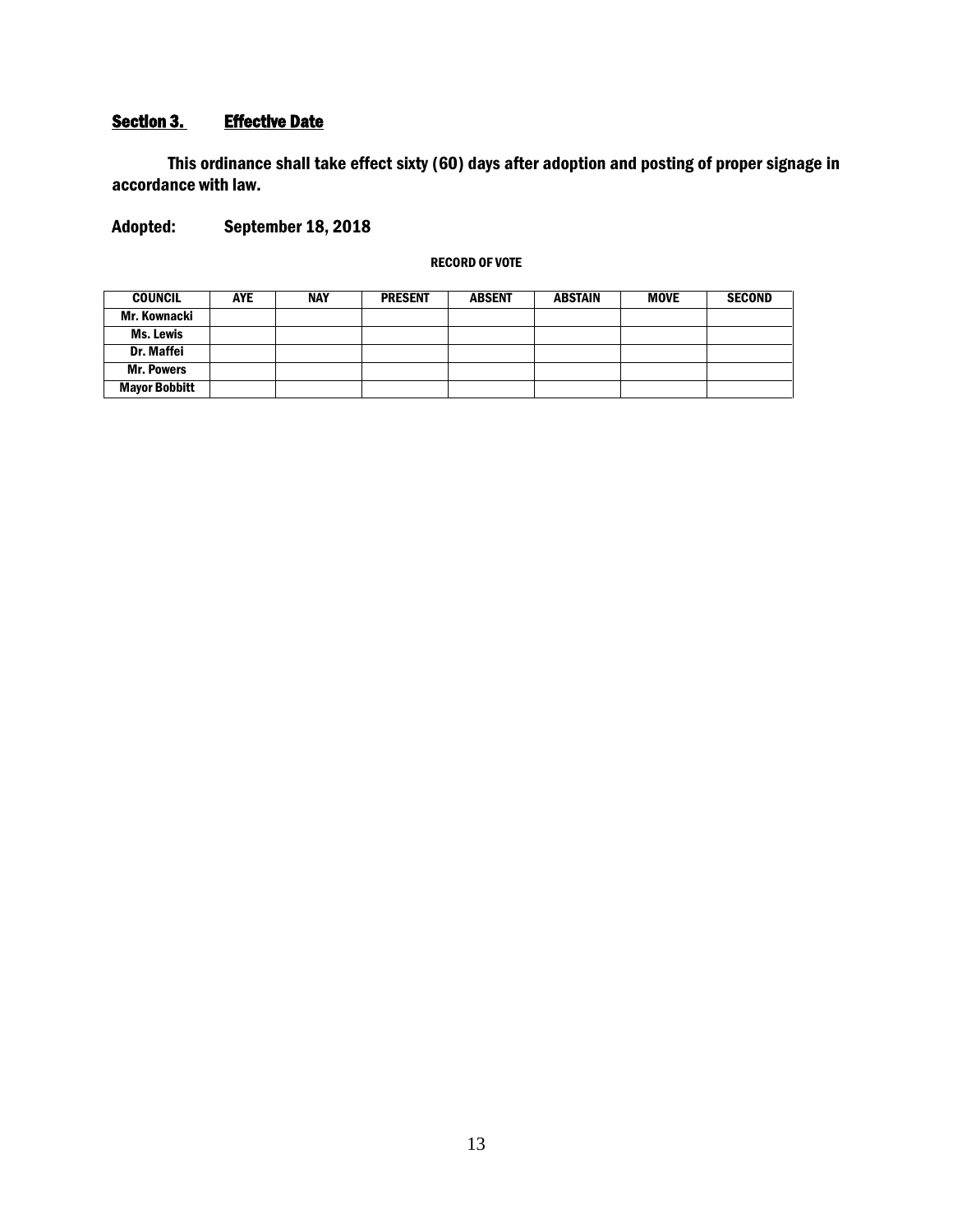## Section 3. Effective Date

This ordinance shall take effect sixty (60) days after adoption and posting of proper signage in accordance with law.

**Adopted: September 18, 2018**

**RECORD OF VOTE**

| COUNCIL | AYE | NAY | PRESENT | ABSENT | ABSTAIN | MOVE | SECOND |
|---|---|---|---|---|---|---|---|
| Mr. Kownacki | | | | | | | |
| Ms. Lewis | | | | | | | |
| Dr. Maffei | | | | | | | |
| Mr. Powers | | | | | | | |
| Mayor Bobbitt | | | | | | | |